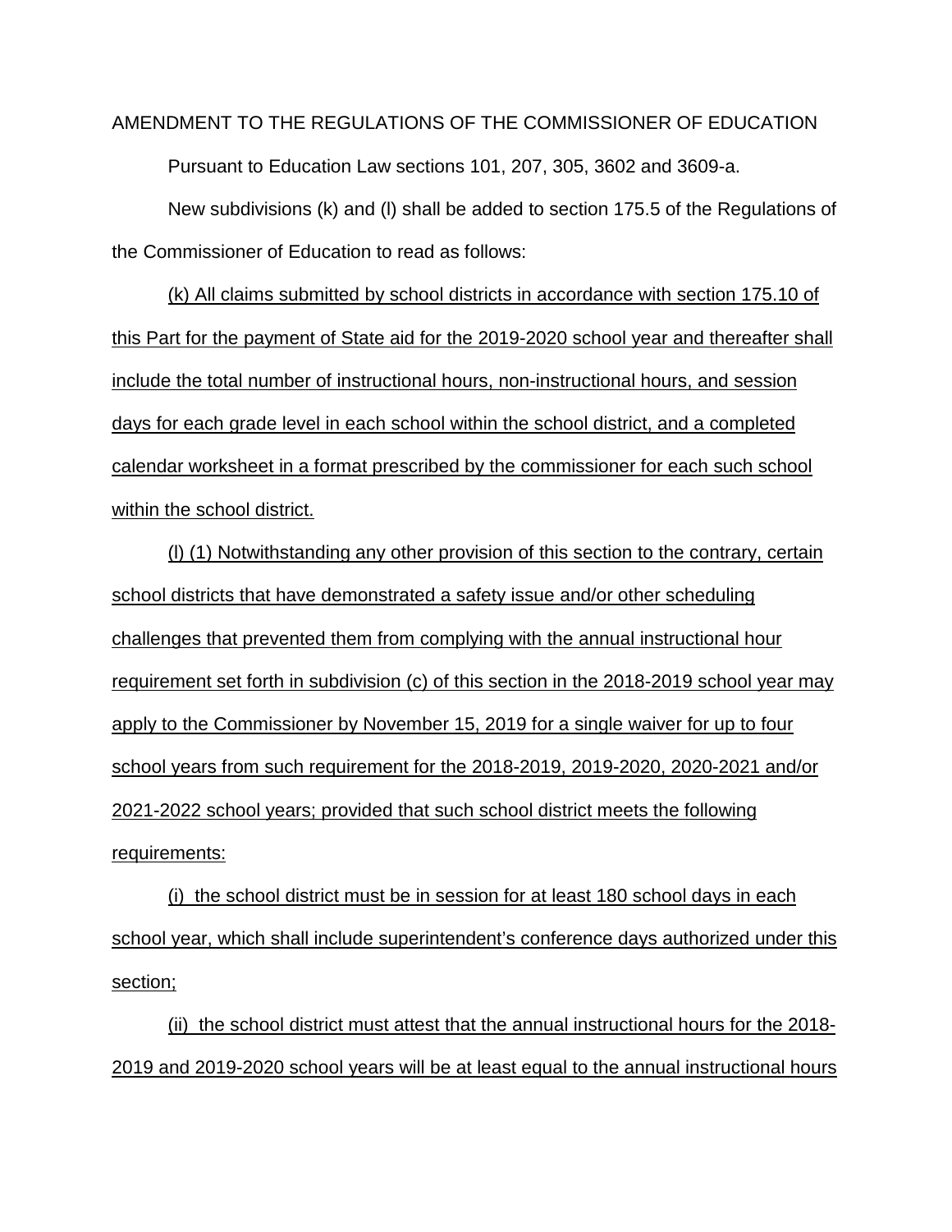AMENDMENT TO THE REGULATIONS OF THE COMMISSIONER OF EDUCATION

Pursuant to Education Law sections 101, 207, 305, 3602 and 3609-a.

New subdivisions (k) and (l) shall be added to section 175.5 of the Regulations of the Commissioner of Education to read as follows:

(k) All claims submitted by school districts in accordance with section 175.10 of this Part for the payment of State aid for the 2019-2020 school year and thereafter shall include the total number of instructional hours, non-instructional hours, and session days for each grade level in each school within the school district, and a completed calendar worksheet in a format prescribed by the commissioner for each such school within the school district.

(l) (1) Notwithstanding any other provision of this section to the contrary, certain school districts that have demonstrated a safety issue and/or other scheduling challenges that prevented them from complying with the annual instructional hour requirement set forth in subdivision (c) of this section in the 2018-2019 school year may apply to the Commissioner by November 15, 2019 for a single waiver for up to four school years from such requirement for the 2018-2019, 2019-2020, 2020-2021 and/or 2021-2022 school years; provided that such school district meets the following requirements:

(i) the school district must be in session for at least 180 school days in each school year, which shall include superintendent's conference days authorized under this section;

(ii) the school district must attest that the annual instructional hours for the 2018-2019 and 2019-2020 school years will be at least equal to the annual instructional hours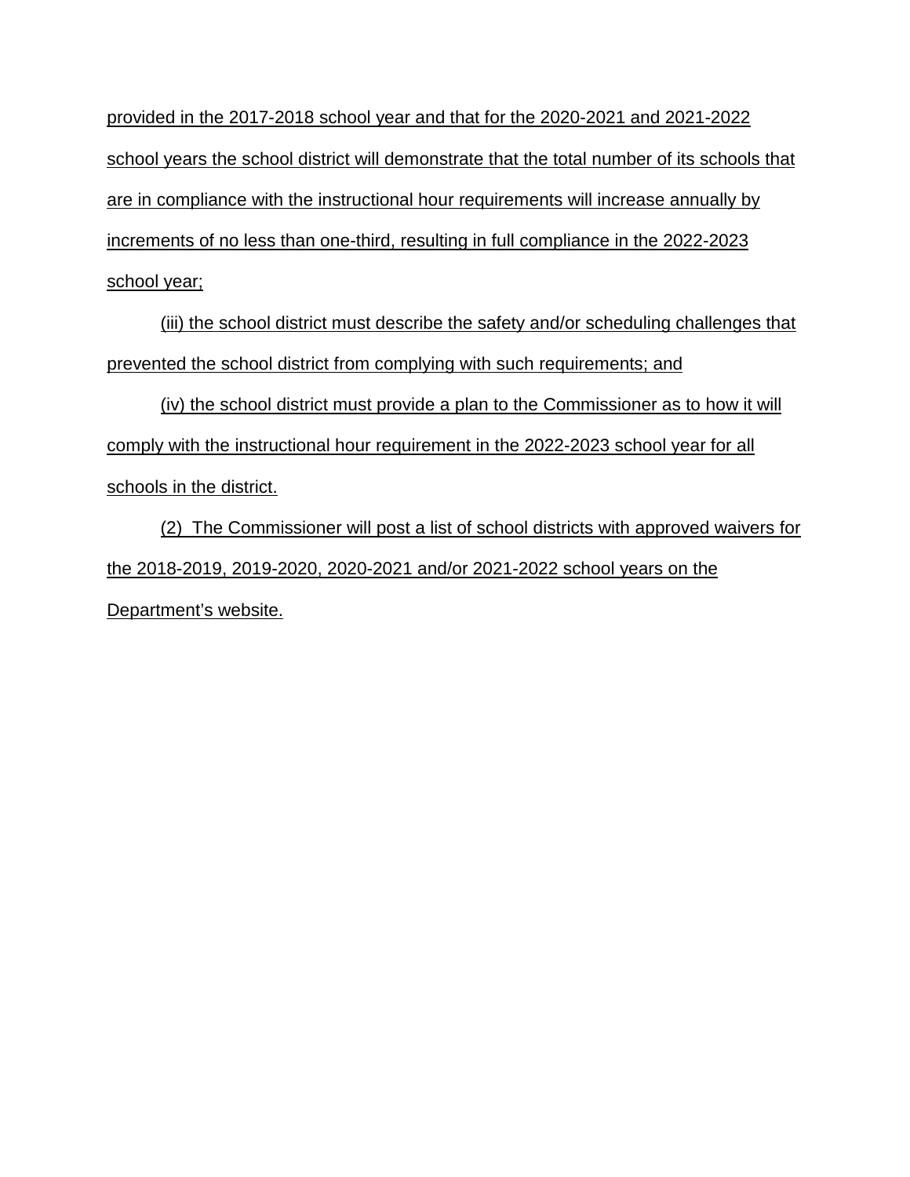provided in the 2017-2018 school year and that for the 2020-2021 and 2021-2022 school years the school district will demonstrate that the total number of its schools that are in compliance with the instructional hour requirements will increase annually by increments of no less than one-third, resulting in full compliance in the 2022-2023 school year;

(iii) the school district must describe the safety and/or scheduling challenges that prevented the school district from complying with such requirements; and

(iv) the school district must provide a plan to the Commissioner as to how it will comply with the instructional hour requirement in the 2022-2023 school year for all schools in the district.

(2) The Commissioner will post a list of school districts with approved waivers for the 2018-2019, 2019-2020, 2020-2021 and/or 2021-2022 school years on the Department's website.